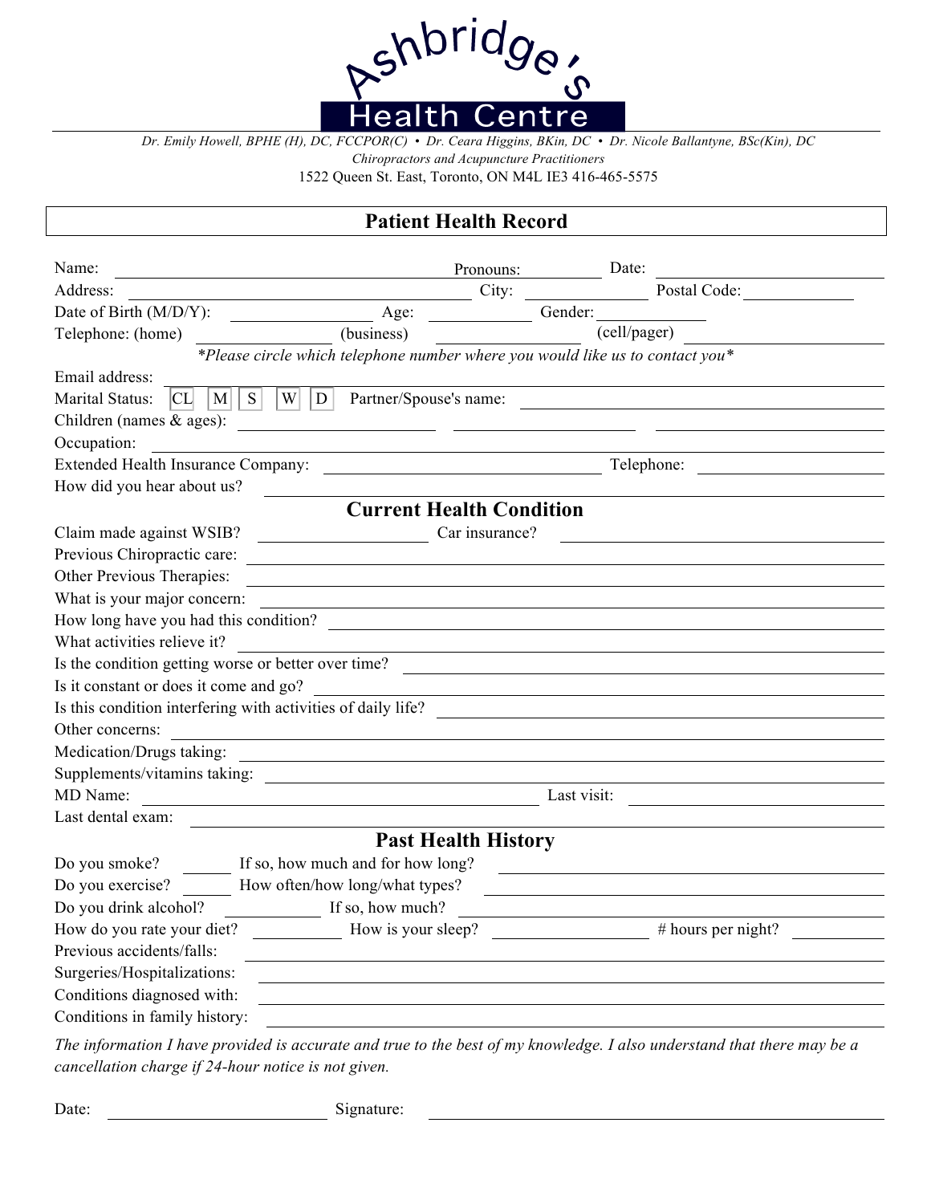# Ashbridge's Health Centre

*Dr. Emily Howell, BPHE (H), DC, FCCPOR(C) • Dr. Ceara Higgins, BKin, DC • Dr. Nicole Ballantyne, BSc(Kin), DC*
*Chiropractors and Acupuncture Practitioners*
1522 Queen St. East, Toronto, ON M4L IE3 416-465-5575

## Patient Health Record

Name: ______________________ Pronouns: __________ Date: __________

Address: ______________________ City: __________ Postal Code: __________

Date of Birth (M/D/Y): __________ Age: __________ Gender: __________

Telephone: (home) __________ (business) __________ (cell/pager) __________

*\*Please circle which telephone number where you would like us to contact you\**

Email address: ______________________

Marital Status: CL M S W D Partner/Spouse's name: ______________________

Children (names & ages): __________ __________ __________

Occupation: ______________________

Extended Health Insurance Company: ______________________ Telephone: __________

How did you hear about us? ______________________

## Current Health Condition

Claim made against WSIB? __________ Car insurance? __________

Previous Chiropractic care: ______________________

Other Previous Therapies: ______________________

What is your major concern: ______________________

How long have you had this condition? ______________________

What activities relieve it? ______________________

Is the condition getting worse or better over time? ______________________

Is it constant or does it come and go? ______________________

Is this condition interfering with activities of daily life? ______________________

Other concerns: ______________________

Medication/Drugs taking: ______________________

Supplements/vitamins taking: ______________________

MD Name: ______________________ Last visit: __________

Last dental exam: ______________________

## Past Health History

Do you smoke? ______ If so, how much and for how long? ______________________

Do you exercise? ______ How often/how long/what types? ______________________

Do you drink alcohol? ______ If so, how much? ______________________

How do you rate your diet? ______ How is your sleep? __________ # hours per night? ______

Previous accidents/falls: ______________________

Surgeries/Hospitalizations: ______________________

Conditions diagnosed with: ______________________

Conditions in family history: ______________________

*The information I have provided is accurate and true to the best of my knowledge. I also understand that there may be a cancellation charge if 24-hour notice is not given.*

Date: __________ Signature: ______________________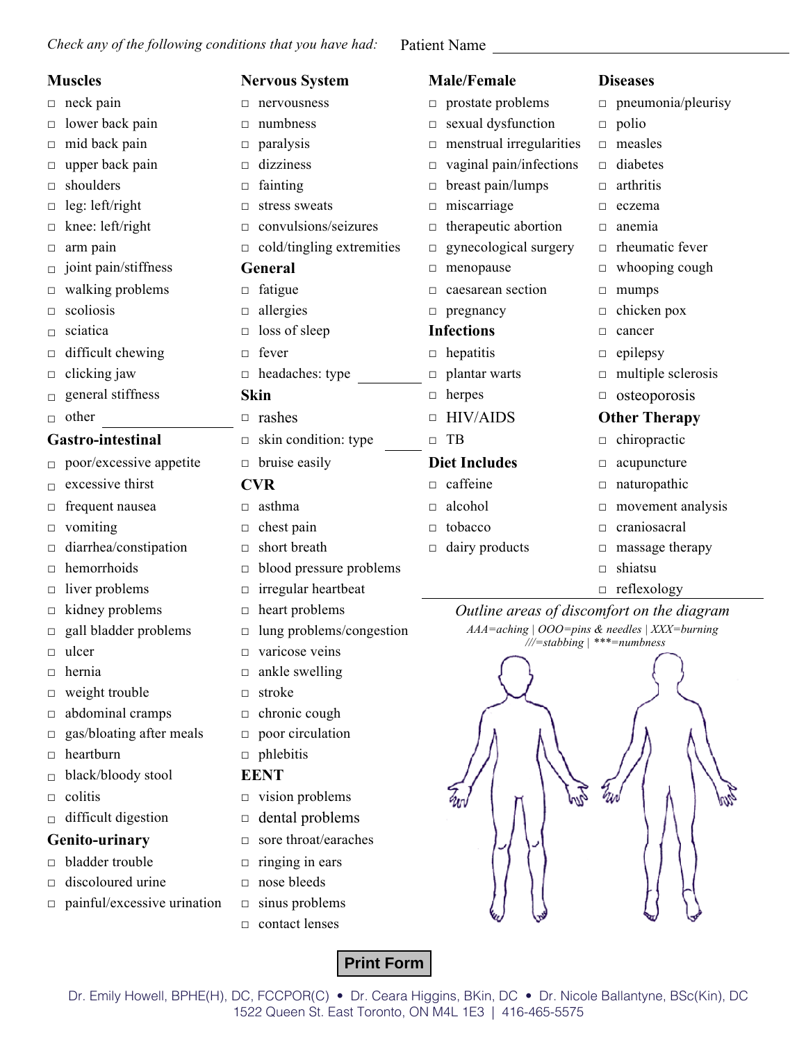*Check any of the following conditions that you have had:* Patient Name ____________________

**Muscles**
- ☐ neck pain
- ☐ lower back pain
- ☐ mid back pain
- ☐ upper back pain
- ☐ shoulders
- ☐ leg: left/right
- ☐ knee: left/right
- ☐ arm pain
- ☐ joint pain/stiffness
- ☐ walking problems
- ☐ scoliosis
- ☐ sciatica
- ☐ difficult chewing
- ☐ clicking jaw
- ☐ general stiffness
- ☐ other ____________

**Gastro-intestinal**
- ☐ poor/excessive appetite
- ☐ excessive thirst
- ☐ frequent nausea
- ☐ vomiting
- ☐ diarrhea/constipation
- ☐ hemorrhoids
- ☐ liver problems
- ☐ kidney problems
- ☐ gall bladder problems
- ☐ ulcer
- ☐ hernia
- ☐ weight trouble
- ☐ abdominal cramps
- ☐ gas/bloating after meals
- ☐ heartburn
- ☐ black/bloody stool
- ☐ colitis
- ☐ difficult digestion

**Genito-urinary**
- ☐ bladder trouble
- ☐ discoloured urine
- ☐ painful/excessive urination

**Nervous System**
- ☐ nervousness
- ☐ numbness
- ☐ paralysis
- ☐ dizziness
- ☐ fainting
- ☐ stress sweats
- ☐ convulsions/seizures
- ☐ cold/tingling extremities

**General**
- ☐ fatigue
- ☐ allergies
- ☐ loss of sleep
- ☐ fever
- ☐ headaches: type ________

**Skin**
- ☐ rashes
- ☐ skin condition: type ______

**CVR**
- ☐ asthma
- ☐ chest pain
- ☐ short breath
- ☐ blood pressure problems
- ☐ irregular heartbeat
- ☐ heart problems
- ☐ lung problems/congestion
- ☐ varicose veins
- ☐ ankle swelling
- ☐ stroke
- ☐ chronic cough
- ☐ poor circulation
- ☐ phlebitis

**EENT**
- ☐ vision problems
- ☐ dental problems
- ☐ sore throat/earaches
- ☐ ringing in ears
- ☐ nose bleeds
- ☐ sinus problems
- ☐ contact lenses

**Male/Female**
- ☐ prostate problems
- ☐ sexual dysfunction
- ☐ menstrual irregularities
- ☐ vaginal pain/infections
- ☐ breast pain/lumps
- ☐ miscarriage
- ☐ therapeutic abortion
- ☐ gynecological surgery
- ☐ menopause
- ☐ caesarean section
- ☐ pregnancy

**Infections**
- ☐ hepatitis
- ☐ plantar warts
- ☐ herpes
- ☐ HIV/AIDS
- ☐ TB

**Diet Includes**
- ☐ caffeine
- ☐ alcohol
- ☐ tobacco
- ☐ dairy products

**Diseases**
- ☐ pneumonia/pleurisy
- ☐ polio
- ☐ measles
- ☐ diabetes
- ☐ arthritis
- ☐ eczema
- ☐ anemia
- ☐ rheumatic fever
- ☐ whooping cough
- ☐ mumps
- ☐ chicken pox
- ☐ cancer
- ☐ epilepsy
- ☐ multiple sclerosis
- ☐ osteoporosis

**Other Therapy**
- ☐ chiropractic
- ☐ acupuncture
- ☐ naturopathic
- ☐ movement analysis
- ☐ craniosacral
- ☐ massage therapy
- ☐ shiatsu
- ☐ reflexology

*Outline areas of discomfort on the diagram*

*AAA=aching | OOO=pins & needles | XXX=burning*
*///=stabbing | ***=numbness*

Print Form

Dr. Emily Howell, BPHE(H), DC, FCCPOR(C) • Dr. Ceara Higgins, BKin, DC • Dr. Nicole Ballantyne, BSc(Kin), DC
1522 Queen St. East Toronto, ON M4L 1E3 | 416-465-5575